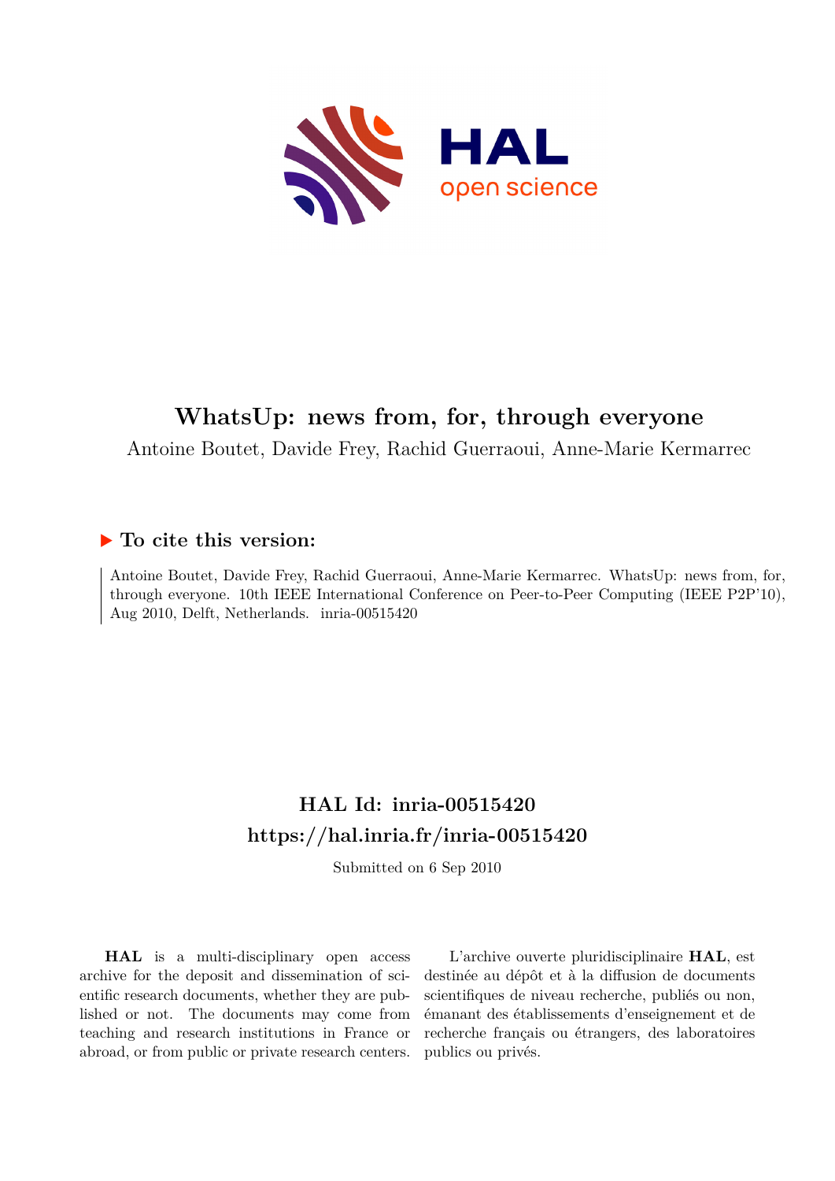# WhatsUp: news from, for, through everyone

Antoine Boutet, Davide Frey, Rachid Guerraoui, Anne-Marie Kermarrec

## ▶ To cite this version:

Antoine Boutet, Davide Frey, Rachid Guerraoui, Anne-Marie Kermarrec. WhatsUp: news from, for, through everyone. 10th IEEE International Conference on Peer-to-Peer Computing (IEEE P2P'10), Aug 2010, Delft, Netherlands. inria-00515420

## HAL Id: inria-00515420
## https://hal.inria.fr/inria-00515420

Submitted on 6 Sep 2010

**HAL** is a multi-disciplinary open access archive for the deposit and dissemination of scientific research documents, whether they are published or not. The documents may come from teaching and research institutions in France or abroad, or from public or private research centers.

L'archive ouverte pluridisciplinaire **HAL**, est destinée au dépôt et à la diffusion de documents scientifiques de niveau recherche, publiés ou non, émanant des établissements d'enseignement et de recherche français ou étrangers, des laboratoires publics ou privés.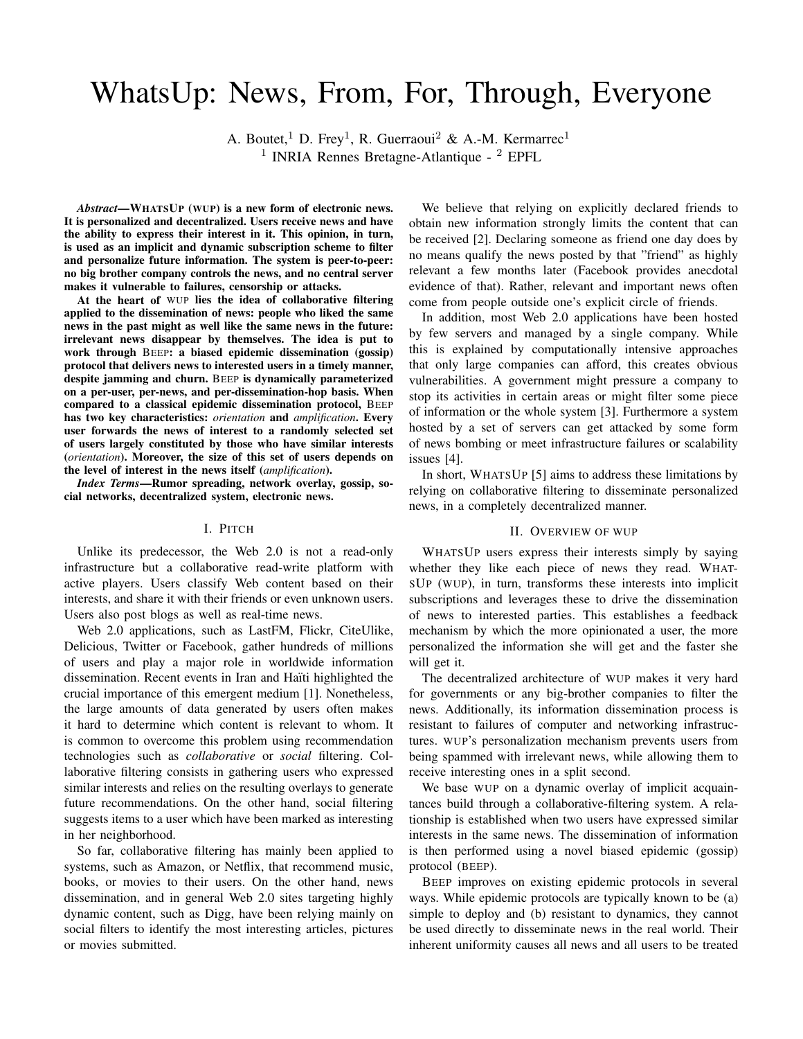# WhatsUp: News, From, For, Through, Everyone

A. Boutet,[1] D. Frey[1], R. Guerraoui[2] & A.-M. Kermarrec[1]
[1] INRIA Rennes Bretagne-Atlantique - [2] EPFL

***Abstract*—WHATSUP (WUP) is a new form of electronic news. It is personalized and decentralized. Users receive news and have the ability to express their interest in it. This opinion, in turn, is used as an implicit and dynamic subscription scheme to filter and personalize future information. The system is peer-to-peer: no big brother company controls the news, and no central server makes it vulnerable to failures, censorship or attacks.**

**At the heart of WUP lies the idea of collaborative filtering applied to the dissemination of news: people who liked the same news in the past might as well like the same news in the future: irrelevant news disappear by themselves. The idea is put to work through BEEP: a biased epidemic dissemination (gossip) protocol that delivers news to interested users in a timely manner, despite jamming and churn. BEEP is dynamically parameterized on a per-user, per-news, and per-dissemination-hop basis. When compared to a classical epidemic dissemination protocol, BEEP has two key characteristics: *orientation* and *amplification*. Every user forwards the news of interest to a randomly selected set of users largely constituted by those who have similar interests (*orientation*). Moreover, the size of this set of users depends on the level of interest in the news itself (*amplification*).**

***Index Terms*—Rumor spreading, network overlay, gossip, social networks, decentralized system, electronic news.**

## I. PITCH

Unlike its predecessor, the Web 2.0 is not a read-only infrastructure but a collaborative read-write platform with active players. Users classify Web content based on their interests, and share it with their friends or even unknown users. Users also post blogs as well as real-time news.

Web 2.0 applications, such as LastFM, Flickr, CiteUlike, Delicious, Twitter or Facebook, gather hundreds of millions of users and play a major role in worldwide information dissemination. Recent events in Iran and Haïti highlighted the crucial importance of this emergent medium [1]. Nonetheless, the large amounts of data generated by users often makes it hard to determine which content is relevant to whom. It is common to overcome this problem using recommendation technologies such as *collaborative* or *social* filtering. Collaborative filtering consists in gathering users who expressed similar interests and relies on the resulting overlays to generate future recommendations. On the other hand, social filtering suggests items to a user which have been marked as interesting in her neighborhood.

So far, collaborative filtering has mainly been applied to systems, such as Amazon, or Netflix, that recommend music, books, or movies to their users. On the other hand, news dissemination, and in general Web 2.0 sites targeting highly dynamic content, such as Digg, have been relying mainly on social filters to identify the most interesting articles, pictures or movies submitted.

We believe that relying on explicitly declared friends to obtain new information strongly limits the content that can be received [2]. Declaring someone as friend one day does by no means qualify the news posted by that "friend" as highly relevant a few months later (Facebook provides anecdotal evidence of that). Rather, relevant and important news often come from people outside one's explicit circle of friends.

In addition, most Web 2.0 applications have been hosted by few servers and managed by a single company. While this is explained by computationally intensive approaches that only large companies can afford, this creates obvious vulnerabilities. A government might pressure a company to stop its activities in certain areas or might filter some piece of information or the whole system [3]. Furthermore a system hosted by a set of servers can get attacked by some form of news bombing or meet infrastructure failures or scalability issues [4].

In short, WHATSUP [5] aims to address these limitations by relying on collaborative filtering to disseminate personalized news, in a completely decentralized manner.

## II. OVERVIEW OF WUP

WHATSUP users express their interests simply by saying whether they like each piece of news they read. WHATSUP (WUP), in turn, transforms these interests into implicit subscriptions and leverages these to drive the dissemination of news to interested parties. This establishes a feedback mechanism by which the more opinionated a user, the more personalized the information she will get and the faster she will get it.

The decentralized architecture of WUP makes it very hard for governments or any big-brother companies to filter the news. Additionally, its information dissemination process is resistant to failures of computer and networking infrastructures. WUP's personalization mechanism prevents users from being spammed with irrelevant news, while allowing them to receive interesting ones in a split second.

We base WUP on a dynamic overlay of implicit acquaintances build through a collaborative-filtering system. A relationship is established when two users have expressed similar interests in the same news. The dissemination of information is then performed using a novel biased epidemic (gossip) protocol (BEEP).

BEEP improves on existing epidemic protocols in several ways. While epidemic protocols are typically known to be (a) simple to deploy and (b) resistant to dynamics, they cannot be used directly to disseminate news in the real world. Their inherent uniformity causes all news and all users to be treated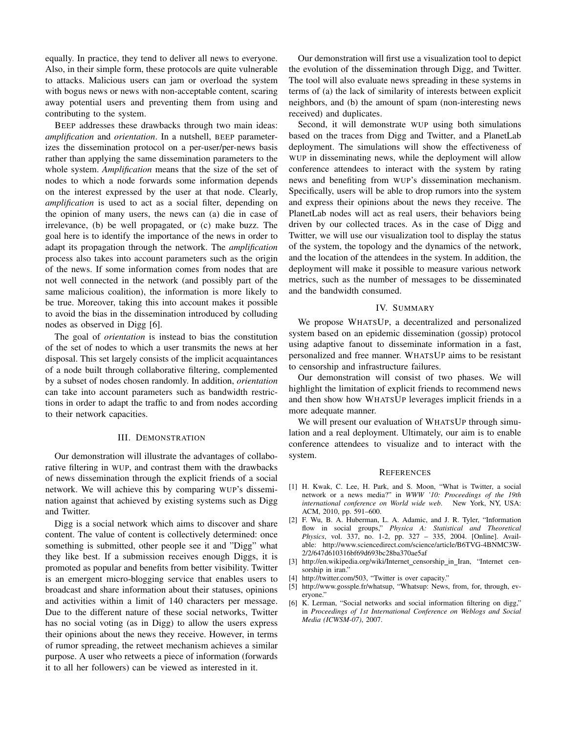equally. In practice, they tend to deliver all news to everyone. Also, in their simple form, these protocols are quite vulnerable to attacks. Malicious users can jam or overload the system with bogus news or news with non-acceptable content, scaring away potential users and preventing them from using and contributing to the system.

BEEP addresses these drawbacks through two main ideas: *amplification* and *orientation*. In a nutshell, BEEP parameterizes the dissemination protocol on a per-user/per-news basis rather than applying the same dissemination parameters to the whole system. *Amplification* means that the size of the set of nodes to which a node forwards some information depends on the interest expressed by the user at that node. Clearly, *amplification* is used to act as a social filter, depending on the opinion of many users, the news can (a) die in case of irrelevance, (b) be well propagated, or (c) make buzz. The goal here is to identify the importance of the news in order to adapt its propagation through the network. The *amplification* process also takes into account parameters such as the origin of the news. If some information comes from nodes that are not well connected in the network (and possibly part of the same malicious coalition), the information is more likely to be true. Moreover, taking this into account makes it possible to avoid the bias in the dissemination introduced by colluding nodes as observed in Digg [6].

The goal of *orientation* is instead to bias the constitution of the set of nodes to which a user transmits the news at her disposal. This set largely consists of the implicit acquaintances of a node built through collaborative filtering, complemented by a subset of nodes chosen randomly. In addition, *orientation* can take into account parameters such as bandwidth restrictions in order to adapt the traffic to and from nodes according to their network capacities.

## III. Demonstration

Our demonstration will illustrate the advantages of collaborative filtering in WUP, and contrast them with the drawbacks of news dissemination through the explicit friends of a social network. We will achieve this by comparing WUP's dissemination against that achieved by existing systems such as Digg and Twitter.

Digg is a social network which aims to discover and share content. The value of content is collectively determined: once something is submitted, other people see it and "Digg" what they like best. If a submission receives enough Diggs, it is promoted as popular and benefits from better visibility. Twitter is an emergent micro-blogging service that enables users to broadcast and share information about their statuses, opinions and activities within a limit of 140 characters per message. Due to the different nature of these social networks, Twitter has no social voting (as in Digg) to allow the users express their opinions about the news they receive. However, in terms of rumor spreading, the retweet mechanism achieves a similar purpose. A user who retweets a piece of information (forwards it to all her followers) can be viewed as interested in it.

Our demonstration will first use a visualization tool to depict the evolution of the dissemination through Digg, and Twitter. The tool will also evaluate news spreading in these systems in terms of (a) the lack of similarity of interests between explicit neighbors, and (b) the amount of spam (non-interesting news received) and duplicates.

Second, it will demonstrate WUP using both simulations based on the traces from Digg and Twitter, and a PlanetLab deployment. The simulations will show the effectiveness of WUP in disseminating news, while the deployment will allow conference attendees to interact with the system by rating news and benefiting from WUP's dissemination mechanism. Specifically, users will be able to drop rumors into the system and express their opinions about the news they receive. The PlanetLab nodes will act as real users, their behaviors being driven by our collected traces. As in the case of Digg and Twitter, we will use our visualization tool to display the status of the system, the topology and the dynamics of the network, and the location of the attendees in the system. In addition, the deployment will make it possible to measure various network metrics, such as the number of messages to be disseminated and the bandwidth consumed.

## IV. Summary

We propose WHATSUP, a decentralized and personalized system based on an epidemic dissemination (gossip) protocol using adaptive fanout to disseminate information in a fast, personalized and free manner. WHATSUP aims to be resistant to censorship and infrastructure failures.

Our demonstration will consist of two phases. We will highlight the limitation of explicit friends to recommend news and then show how WHATSUP leverages implicit friends in a more adequate manner.

We will present our evaluation of WHATSUP through simulation and a real deployment. Ultimately, our aim is to enable conference attendees to visualize and to interact with the system.

## References

[1] H. Kwak, C. Lee, H. Park, and S. Moon, "What is Twitter, a social network or a news media?" in *WWW '10: Proceedings of the 19th international conference on World wide web*. New York, NY, USA: ACM, 2010, pp. 591–600.

[2] F. Wu, B. A. Huberman, L. A. Adamic, and J. R. Tyler, "Information flow in social groups," *Physica A: Statistical and Theoretical Physics*, vol. 337, no. 1-2, pp. 327 – 335, 2004. [Online]. Available: http://www.sciencedirect.com/science/article/B6TVG-4BNMC3W-2/2/647d610316bf69d693bc28ba370ae5af

[3] http://en.wikipedia.org/wiki/Internet_censorship_in_Iran, "Internet censorship in iran."

[4] http://twitter.com/503, "Twitter is over capacity."

[5] http://www.gossple.fr/whatsup, "Whatsup: News, from, for, through, everyone."

[6] K. Lerman, "Social networks and social information filtering on digg," in *Proceedings of 1st International Conference on Weblogs and Social Media (ICWSM-07)*, 2007.